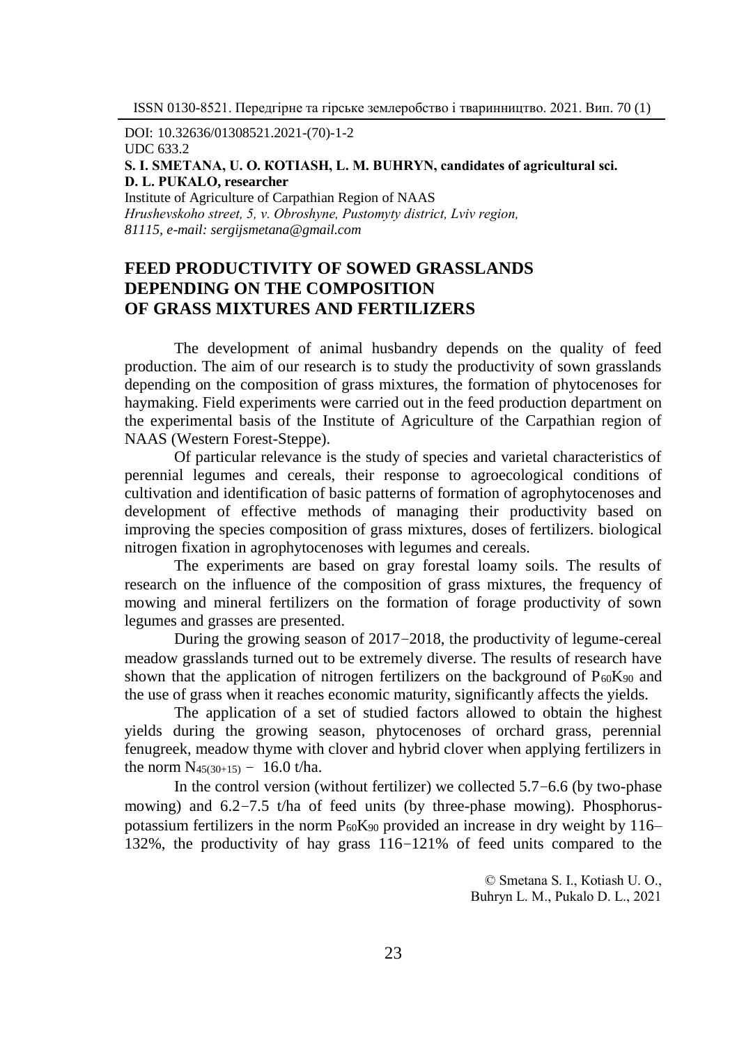DOI: 10.32636/01308521.2021-(70)-1-2
UDC 633.2

**S. I. SMETANA, U. O. KOTIASH, L. M. BUHRYN, candidates of agricultural sci.**
**D. L. PUKALO, researcher**
Institute of Agriculture of Carpathian Region of NAAS
*Hrushevskoho street, 5, v. Obroshyne, Pustomyty district, Lviv region, 81115, e-mail: sergijsmetana@gmail.com*

# FEED PRODUCTIVITY OF SOWED GRASSLANDS DEPENDING ON THE COMPOSITION OF GRASS MIXTURES AND FERTILIZERS

The development of animal husbandry depends on the quality of feed production. The aim of our research is to study the productivity of sown grasslands depending on the composition of grass mixtures, the formation of phytocenoses for haymaking. Field experiments were carried out in the feed production department on the experimental basis of the Institute of Agriculture of the Carpathian region of NAAS (Western Forest-Steppe).

Of particular relevance is the study of species and varietal characteristics of perennial legumes and cereals, their response to agroecological conditions of cultivation and identification of basic patterns of formation of agrophytocenoses and development of effective methods of managing their productivity based on improving the species composition of grass mixtures, doses of fertilizers. biological nitrogen fixation in agrophytocenoses with legumes and cereals.

The experiments are based on gray forestal loamy soils. The results of research on the influence of the composition of grass mixtures, the frequency of mowing and mineral fertilizers on the formation of forage productivity of sown legumes and grasses are presented.

During the growing season of 2017−2018, the productivity of legume-cereal meadow grasslands turned out to be extremely diverse. The results of research have shown that the application of nitrogen fertilizers on the background of $P_{60}K_{90}$ and the use of grass when it reaches economic maturity, significantly affects the yields.

The application of a set of studied factors allowed to obtain the highest yields during the growing season, phytocenoses of orchard grass, perennial fenugreek, meadow thyme with clover and hybrid clover when applying fertilizers in the norm $N_{45(30+15)}$ − 16.0 t/ha.

In the control version (without fertilizer) we collected 5.7−6.6 (by two-phase mowing) and 6.2−7.5 t/ha of feed units (by three-phase mowing). Phosphorus-potassium fertilizers in the norm $P_{60}K_{90}$ provided an increase in dry weight by 116–132%, the productivity of hay grass 116−121% of feed units compared to the

© Smetana S. I., Kotiash U. O., Buhryn L. M., Pukalo D. L., 2021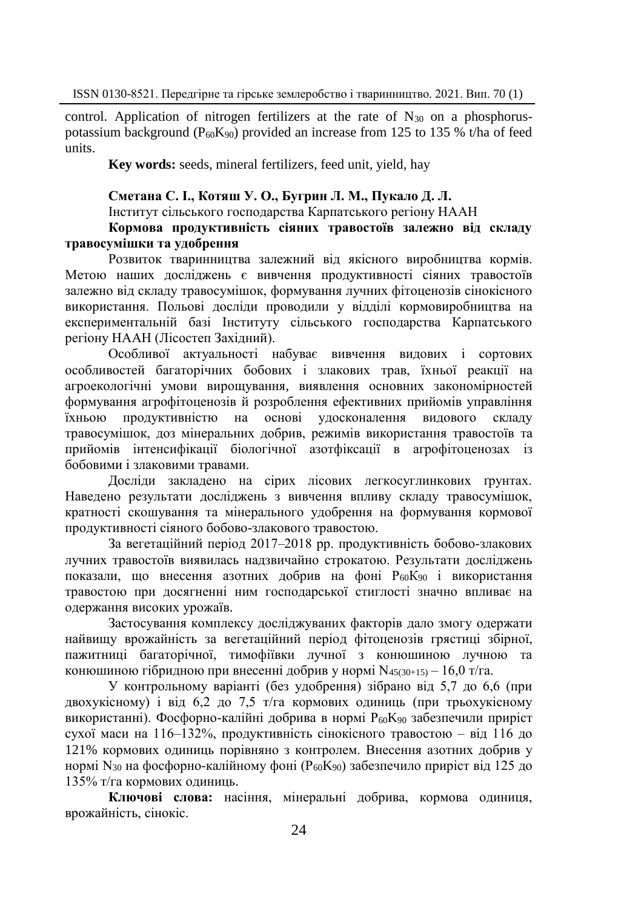control. Application of nitrogen fertilizers at the rate of $N_{30}$ on a phosphorus-potassium background ($P_{60}K_{90}$) provided an increase from 125 to 135 % t/ha of feed units.

**Key words:** seeds, mineral fertilizers, feed unit, yield, hay

**Сметана С. І., Котяш У. О., Бугрин Л. М., Пукало Д. Л.**

Інститут сільського господарства Карпатського регіону НААН

**Кормова продуктивність сіяних травостоїв залежно від складу травосумішки та удобрення**

Розвиток тваринництва залежний від якісного виробництва кормів. Метою наших досліджень є вивчення продуктивності сіяних травостоїв залежно від складу травосумішок, формування лучних фітоценозів сінокісного використання. Польові досліди проводили у відділі кормовиробництва на експериментальній базі Інституту сільського господарства Карпатського регіону НААН (Лісостеп Західний).

Особливої актуальності набуває вивчення видових і сортових особливостей багаторічних бобових і злакових трав, їхньої реакції на агроекологічні умови вирощування, виявлення основних закономірностей формування агрофітоценозів й розроблення ефективних прийомів управління їхньою продуктивністю на основі удосконалення видового складу травосумішок, доз мінеральних добрив, режимів використання травостоїв та прийомів інтенсифікації біологічної азотфіксації в агрофітоценозах із бобовими і злаковими травами.

Досліди закладено на сірих лісових легкосуглинкових ґрунтах. Наведено результати досліджень з вивчення впливу складу травосумішок, кратності скошування та мінерального удобрення на формування кормової продуктивності сіяного бобово-злакового травостою.

За вегетаційний період 2017–2018 рр. продуктивність бобово-злакових лучних травостоїв виявилась надзвичайно строкатою. Результати досліджень показали, що внесення азотних добрив на фоні $P_{60}K_{90}$ і використання травостою при досягненні ним господарської стиглості значно впливає на одержання високих урожаїв.

Застосування комплексу досліджуваних факторів дало змогу одержати найвищу врожайність за вегетаційний період фітоценозів грястиці збірної, пажитниці багаторічної, тимофіївки лучної з конюшиною лучною та конюшиною гібридною при внесенні добрив у нормі $N_{45(30+15)}$ – 16,0 т/га.

У контрольному варіанті (без удобрення) зібрано від 5,7 до 6,6 (при двохукісному) і від 6,2 до 7,5 т/га кормових одиниць (при трьохукісному використанні). Фосфорно-калійні добрива в нормі $P_{60}K_{90}$ забезпечили приріст сухої маси на 116–132%, продуктивність сінокісного травостою – від 116 до 121% кормових одиниць порівняно з контролем. Внесення азотних добрив у нормі $N_{30}$ на фосфорно-калійному фоні ($P_{60}K_{90}$) забезпечило приріст від 125 до 135% т/га кормових одиниць.

**Ключові слова:** насіння, мінеральні добрива, кормова одиниця, врожайність, сінокіс.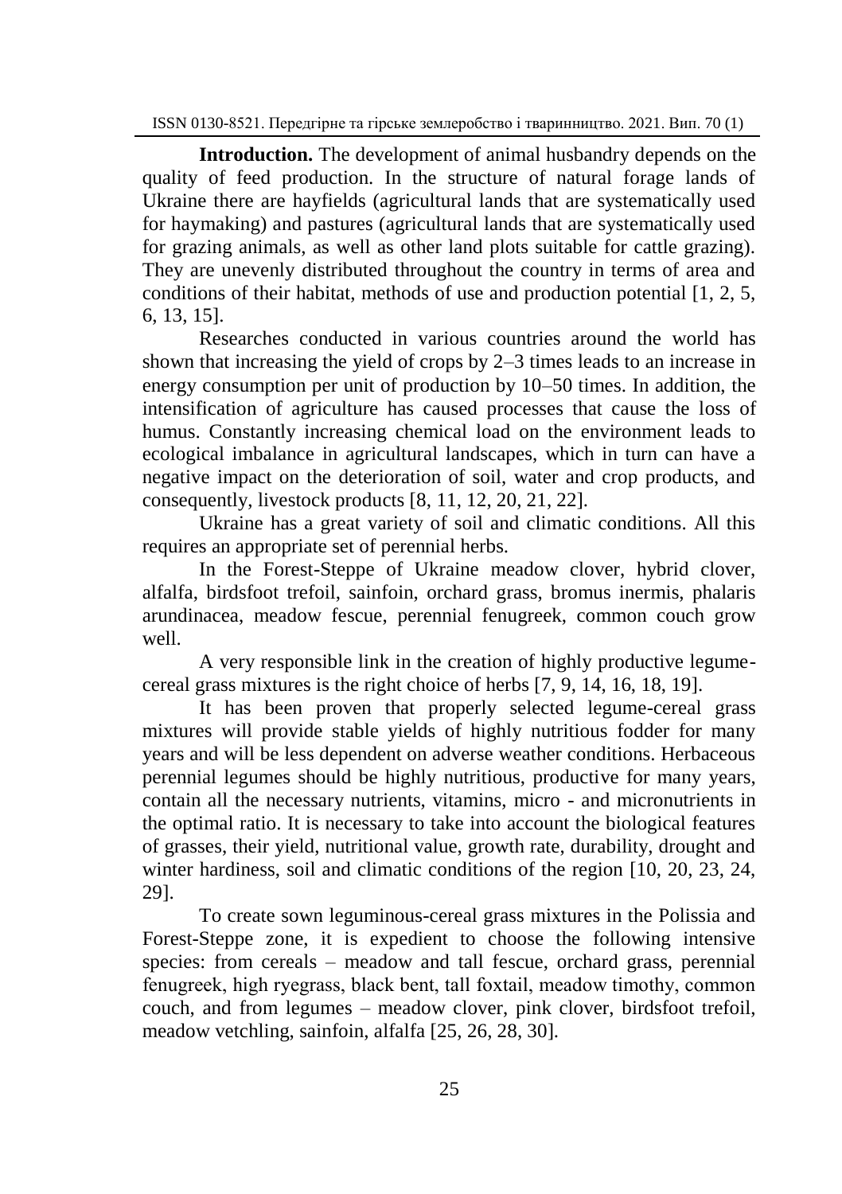**Introduction.** The development of animal husbandry depends on the quality of feed production. In the structure of natural forage lands of Ukraine there are hayfields (agricultural lands that are systematically used for haymaking) and pastures (agricultural lands that are systematically used for grazing animals, as well as other land plots suitable for cattle grazing). They are unevenly distributed throughout the country in terms of area and conditions of their habitat, methods of use and production potential [1, 2, 5, 6, 13, 15].

Researches conducted in various countries around the world has shown that increasing the yield of crops by 2–3 times leads to an increase in energy consumption per unit of production by 10–50 times. In addition, the intensification of agriculture has caused processes that cause the loss of humus. Constantly increasing chemical load on the environment leads to ecological imbalance in agricultural landscapes, which in turn can have a negative impact on the deterioration of soil, water and crop products, and consequently, livestock products [8, 11, 12, 20, 21, 22].

Ukraine has a great variety of soil and climatic conditions. All this requires an appropriate set of perennial herbs.

In the Forest-Steppe of Ukraine meadow clover, hybrid clover, alfalfa, birdsfoot trefoil, sainfoin, orchard grass, bromus inermis, phalaris arundinacea, meadow fescue, perennial fenugreek, common couch grow well.

A very responsible link in the creation of highly productive legume-cereal grass mixtures is the right choice of herbs [7, 9, 14, 16, 18, 19].

It has been proven that properly selected legume-cereal grass mixtures will provide stable yields of highly nutritious fodder for many years and will be less dependent on adverse weather conditions. Herbaceous perennial legumes should be highly nutritious, productive for many years, contain all the necessary nutrients, vitamins, micro - and micronutrients in the optimal ratio. It is necessary to take into account the biological features of grasses, their yield, nutritional value, growth rate, durability, drought and winter hardiness, soil and climatic conditions of the region [10, 20, 23, 24, 29].

To create sown leguminous-cereal grass mixtures in the Polissia and Forest-Steppe zone, it is expedient to choose the following intensive species: from cereals – meadow and tall fescue, orchard grass, perennial fenugreek, high ryegrass, black bent, tall foxtail, meadow timothy, common couch, and from legumes – meadow clover, pink clover, birdsfoot trefoil, meadow vetchling, sainfoin, alfalfa [25, 26, 28, 30].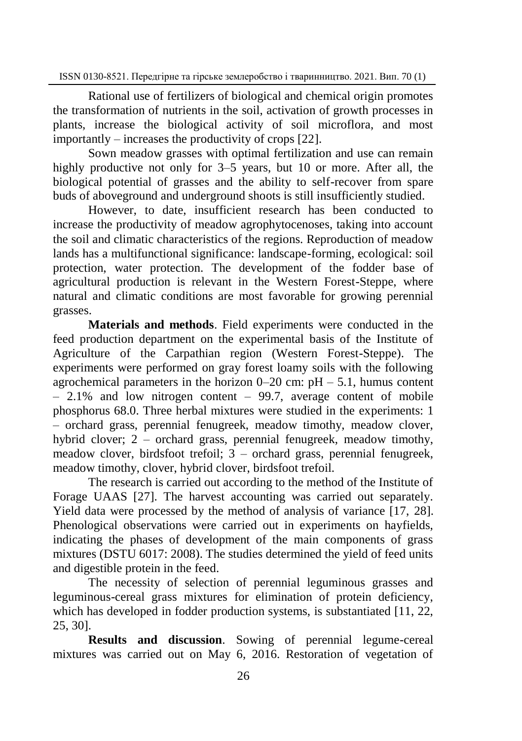Rational use of fertilizers of biological and chemical origin promotes the transformation of nutrients in the soil, activation of growth processes in plants, increase the biological activity of soil microflora, and most importantly – increases the productivity of crops [22].

Sown meadow grasses with optimal fertilization and use can remain highly productive not only for 3–5 years, but 10 or more. After all, the biological potential of grasses and the ability to self-recover from spare buds of aboveground and underground shoots is still insufficiently studied.

However, to date, insufficient research has been conducted to increase the productivity of meadow agrophytocenoses, taking into account the soil and climatic characteristics of the regions. Reproduction of meadow lands has a multifunctional significance: landscape-forming, ecological: soil protection, water protection. The development of the fodder base of agricultural production is relevant in the Western Forest-Steppe, where natural and climatic conditions are most favorable for growing perennial grasses.

**Materials and methods**. Field experiments were conducted in the feed production department on the experimental basis of the Institute of Agriculture of the Carpathian region (Western Forest-Steppe). The experiments were performed on gray forest loamy soils with the following agrochemical parameters in the horizon 0–20 cm: pH – 5.1, humus content – 2.1% and low nitrogen content – 99.7, average content of mobile phosphorus 68.0. Three herbal mixtures were studied in the experiments: 1 – orchard grass, perennial fenugreek, meadow timothy, meadow clover, hybrid clover; 2 – orchard grass, perennial fenugreek, meadow timothy, meadow clover, birdsfoot trefoil; 3 – orchard grass, perennial fenugreek, meadow timothy, clover, hybrid clover, birdsfoot trefoil.

The research is carried out according to the method of the Institute of Forage UAAS [27]. The harvest accounting was carried out separately. Yield data were processed by the method of analysis of variance [17, 28]. Phenological observations were carried out in experiments on hayfields, indicating the phases of development of the main components of grass mixtures (DSTU 6017: 2008). The studies determined the yield of feed units and digestible protein in the feed.

The necessity of selection of perennial leguminous grasses and leguminous-cereal grass mixtures for elimination of protein deficiency, which has developed in fodder production systems, is substantiated [11, 22, 25, 30].

**Results and discussion**. Sowing of perennial legume-cereal mixtures was carried out on May 6, 2016. Restoration of vegetation of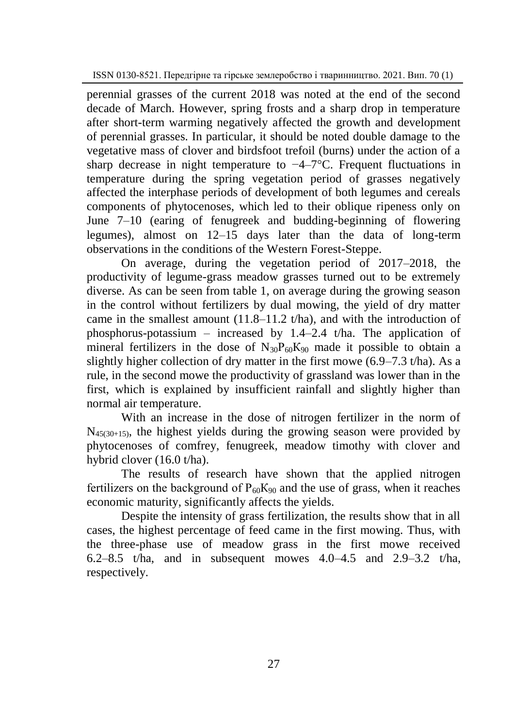perennial grasses of the current 2018 was noted at the end of the second decade of March. However, spring frosts and a sharp drop in temperature after short-term warming negatively affected the growth and development of perennial grasses. In particular, it should be noted double damage to the vegetative mass of clover and birdsfoot trefoil (burns) under the action of a sharp decrease in night temperature to −4–7°C. Frequent fluctuations in temperature during the spring vegetation period of grasses negatively affected the interphase periods of development of both legumes and cereals components of phytocenoses, which led to their oblique ripeness only on June 7–10 (earing of fenugreek and budding-beginning of flowering legumes), almost on 12–15 days later than the data of long-term observations in the conditions of the Western Forest-Steppe.

On average, during the vegetation period of 2017–2018, the productivity of legume-grass meadow grasses turned out to be extremely diverse. As can be seen from table 1, on average during the growing season in the control without fertilizers by dual mowing, the yield of dry matter came in the smallest amount (11.8–11.2 t/ha), and with the introduction of phosphorus-potassium – increased by 1.4–2.4 t/ha. The application of mineral fertilizers in the dose of $N_{30}P_{60}K_{90}$ made it possible to obtain a slightly higher collection of dry matter in the first mowe (6.9–7.3 t/ha). As a rule, in the second mowe the productivity of grassland was lower than in the first, which is explained by insufficient rainfall and slightly higher than normal air temperature.

With an increase in the dose of nitrogen fertilizer in the norm of $N_{45(30+15)}$, the highest yields during the growing season were provided by phytocenoses of comfrey, fenugreek, meadow timothy with clover and hybrid clover (16.0 t/ha).

The results of research have shown that the applied nitrogen fertilizers on the background of $P_{60}K_{90}$ and the use of grass, when it reaches economic maturity, significantly affects the yields.

Despite the intensity of grass fertilization, the results show that in all cases, the highest percentage of feed came in the first mowing. Thus, with the three-phase use of meadow grass in the first mowe received 6.2–8.5 t/ha, and in subsequent mowes 4.0–4.5 and 2.9–3.2 t/ha, respectively.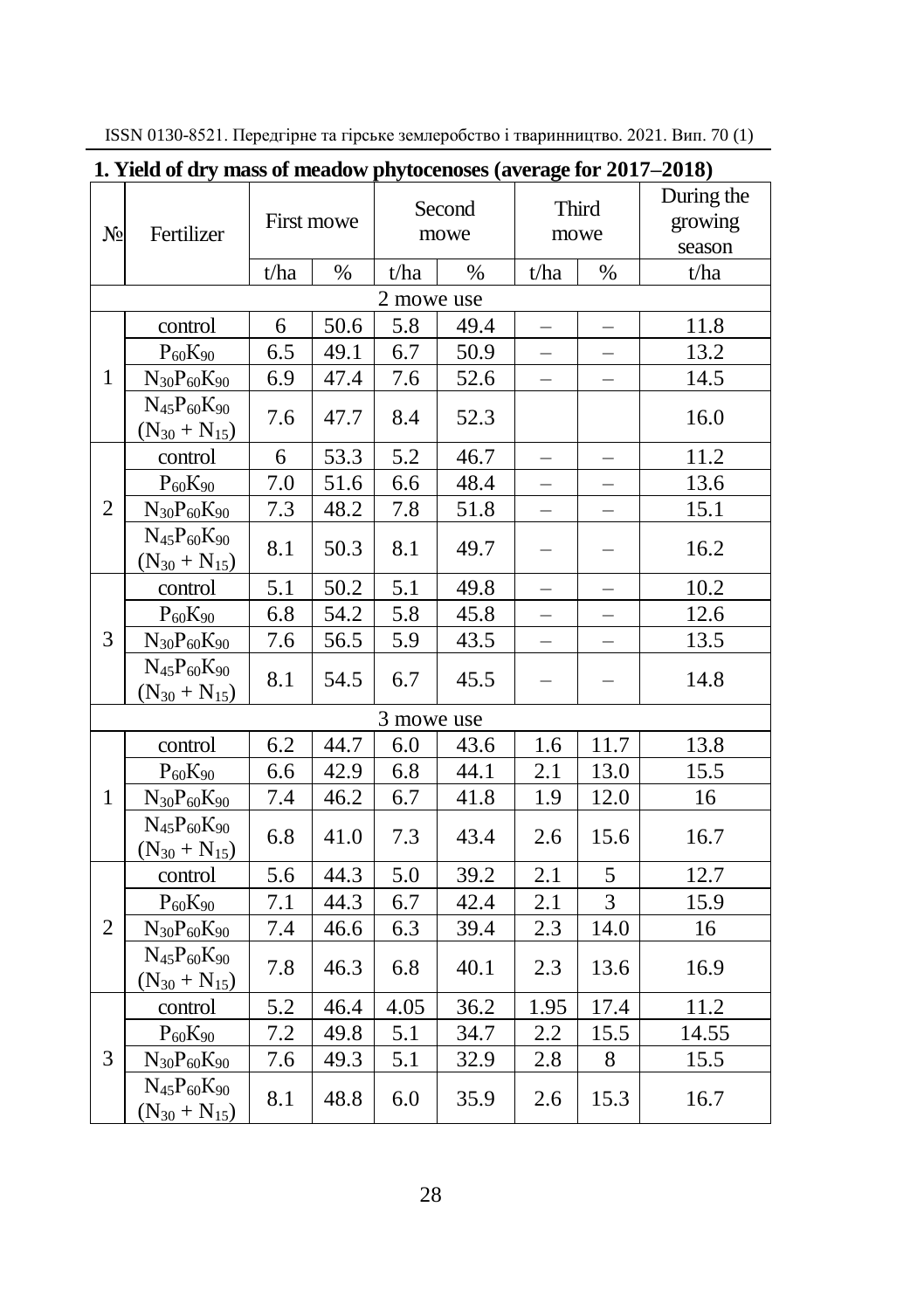**1. Yield of dry mass of meadow phytocenoses (average for 2017–2018)**

| № | Fertilizer | First mowe | | Second mowe | | Third mowe | | During the growing season |
|---|---|---|---|---|---|---|---|---|
| | | t/ha | % | t/ha | % | t/ha | % | t/ha |
| 2 mowe use | | | | | | | | |
| 1 | control | 6 | 50.6 | 5.8 | 49.4 | – | – | 11.8 |
| | $P_{60}K_{90}$ | 6.5 | 49.1 | 6.7 | 50.9 | – | – | 13.2 |
| | $N_{30}P_{60}K_{90}$ | 6.9 | 47.4 | 7.6 | 52.6 | – | – | 14.5 |
| | $N_{45}P_{60}K_{90}$ $(N_{30} + N_{15})$ | 7.6 | 47.7 | 8.4 | 52.3 | | | 16.0 |
| 2 | control | 6 | 53.3 | 5.2 | 46.7 | – | – | 11.2 |
| | $P_{60}K_{90}$ | 7.0 | 51.6 | 6.6 | 48.4 | – | – | 13.6 |
| | $N_{30}P_{60}K_{90}$ | 7.3 | 48.2 | 7.8 | 51.8 | – | – | 15.1 |
| | $N_{45}P_{60}K_{90}$ $(N_{30} + N_{15})$ | 8.1 | 50.3 | 8.1 | 49.7 | – | – | 16.2 |
| 3 | control | 5.1 | 50.2 | 5.1 | 49.8 | – | – | 10.2 |
| | $P_{60}K_{90}$ | 6.8 | 54.2 | 5.8 | 45.8 | – | – | 12.6 |
| | $N_{30}P_{60}K_{90}$ | 7.6 | 56.5 | 5.9 | 43.5 | – | – | 13.5 |
| | $N_{45}P_{60}K_{90}$ $(N_{30} + N_{15})$ | 8.1 | 54.5 | 6.7 | 45.5 | – | – | 14.8 |
| 3 mowe use | | | | | | | | |
| 1 | control | 6.2 | 44.7 | 6.0 | 43.6 | 1.6 | 11.7 | 13.8 |
| | $P_{60}K_{90}$ | 6.6 | 42.9 | 6.8 | 44.1 | 2.1 | 13.0 | 15.5 |
| | $N_{30}P_{60}K_{90}$ | 7.4 | 46.2 | 6.7 | 41.8 | 1.9 | 12.0 | 16 |
| | $N_{45}P_{60}K_{90}$ $(N_{30} + N_{15})$ | 6.8 | 41.0 | 7.3 | 43.4 | 2.6 | 15.6 | 16.7 |
| 2 | control | 5.6 | 44.3 | 5.0 | 39.2 | 2.1 | 5 | 12.7 |
| | $P_{60}K_{90}$ | 7.1 | 44.3 | 6.7 | 42.4 | 2.1 | 3 | 15.9 |
| | $N_{30}P_{60}K_{90}$ | 7.4 | 46.6 | 6.3 | 39.4 | 2.3 | 14.0 | 16 |
| | $N_{45}P_{60}K_{90}$ $(N_{30} + N_{15})$ | 7.8 | 46.3 | 6.8 | 40.1 | 2.3 | 13.6 | 16.9 |
| 3 | control | 5.2 | 46.4 | 4.05 | 36.2 | 1.95 | 17.4 | 11.2 |
| | $P_{60}K_{90}$ | 7.2 | 49.8 | 5.1 | 34.7 | 2.2 | 15.5 | 14.55 |
| | $N_{30}P_{60}K_{90}$ | 7.6 | 49.3 | 5.1 | 32.9 | 2.8 | 8 | 15.5 |
| | $N_{45}P_{60}K_{90}$ $(N_{30} + N_{15})$ | 8.1 | 48.8 | 6.0 | 35.9 | 2.6 | 15.3 | 16.7 |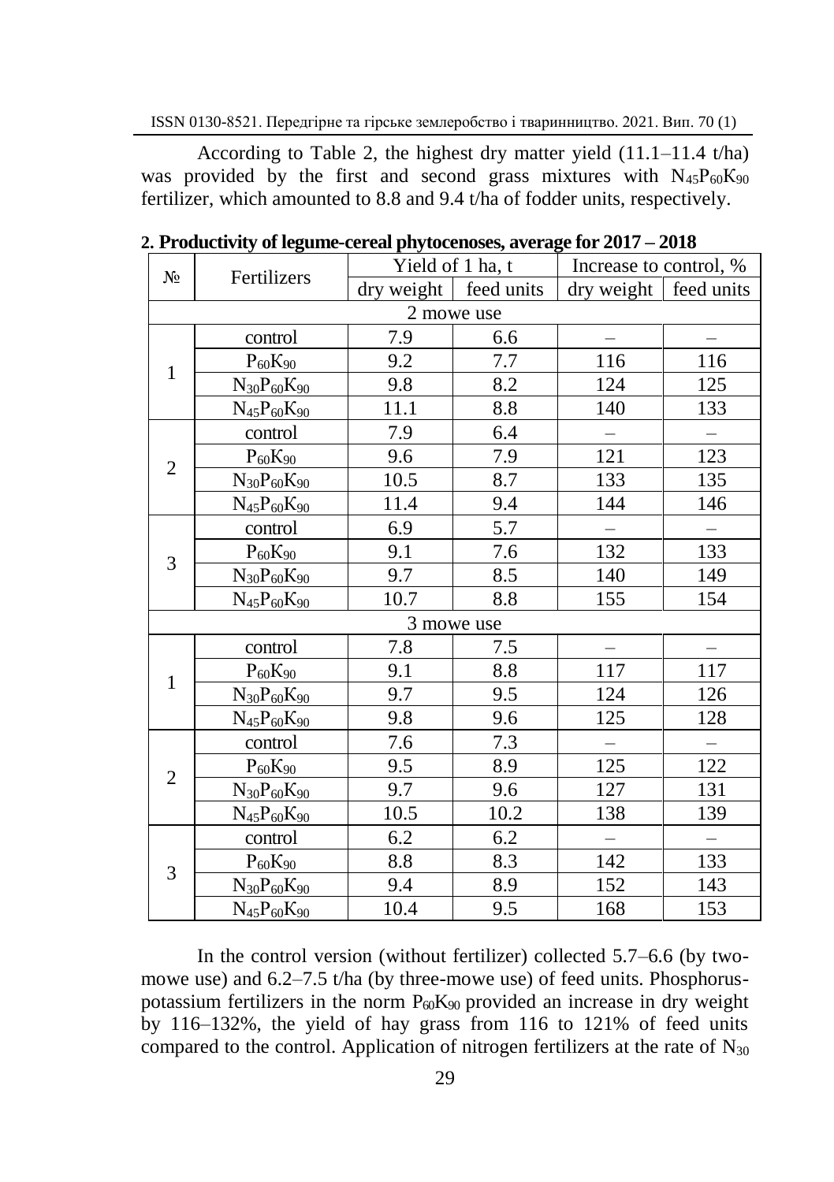According to Table 2, the highest dry matter yield (11.1–11.4 t/ha) was provided by the first and second grass mixtures with $N_{45}P_{60}K_{90}$ fertilizer, which amounted to 8.8 and 9.4 t/ha of fodder units, respectively.

**2. Productivity of legume-cereal phytocenoses, average for 2017 – 2018**

| № | Fertilizers | Yield of 1 ha, t | | Increase to control, % | |
|---|---|---|---|---|---|
| | | dry weight | feed units | dry weight | feed units |
| 2 mowe use | | | | | |
| 1 | control | 7.9 | 6.6 | – | – |
| | $P_{60}K_{90}$ | 9.2 | 7.7 | 116 | 116 |
| | $N_{30}P_{60}K_{90}$ | 9.8 | 8.2 | 124 | 125 |
| | $N_{45}P_{60}K_{90}$ | 11.1 | 8.8 | 140 | 133 |
| 2 | control | 7.9 | 6.4 | – | – |
| | $P_{60}K_{90}$ | 9.6 | 7.9 | 121 | 123 |
| | $N_{30}P_{60}K_{90}$ | 10.5 | 8.7 | 133 | 135 |
| | $N_{45}P_{60}K_{90}$ | 11.4 | 9.4 | 144 | 146 |
| 3 | control | 6.9 | 5.7 | – | – |
| | $P_{60}K_{90}$ | 9.1 | 7.6 | 132 | 133 |
| | $N_{30}P_{60}K_{90}$ | 9.7 | 8.5 | 140 | 149 |
| | $N_{45}P_{60}K_{90}$ | 10.7 | 8.8 | 155 | 154 |
| 3 mowe use | | | | | |
| 1 | control | 7.8 | 7.5 | – | – |
| | $P_{60}K_{90}$ | 9.1 | 8.8 | 117 | 117 |
| | $N_{30}P_{60}K_{90}$ | 9.7 | 9.5 | 124 | 126 |
| | $N_{45}P_{60}K_{90}$ | 9.8 | 9.6 | 125 | 128 |
| 2 | control | 7.6 | 7.3 | – | – |
| | $P_{60}K_{90}$ | 9.5 | 8.9 | 125 | 122 |
| | $N_{30}P_{60}K_{90}$ | 9.7 | 9.6 | 127 | 131 |
| | $N_{45}P_{60}K_{90}$ | 10.5 | 10.2 | 138 | 139 |
| 3 | control | 6.2 | 6.2 | – | – |
| | $P_{60}K_{90}$ | 8.8 | 8.3 | 142 | 133 |
| | $N_{30}P_{60}K_{90}$ | 9.4 | 8.9 | 152 | 143 |
| | $N_{45}P_{60}K_{90}$ | 10.4 | 9.5 | 168 | 153 |

In the control version (without fertilizer) collected 5.7–6.6 (by two-mowe use) and 6.2–7.5 t/ha (by three-mowe use) of feed units. Phosphorus-potassium fertilizers in the norm $P_{60}K_{90}$ provided an increase in dry weight by 116–132%, the yield of hay grass from 116 to 121% of feed units compared to the control. Application of nitrogen fertilizers at the rate of $N_{30}$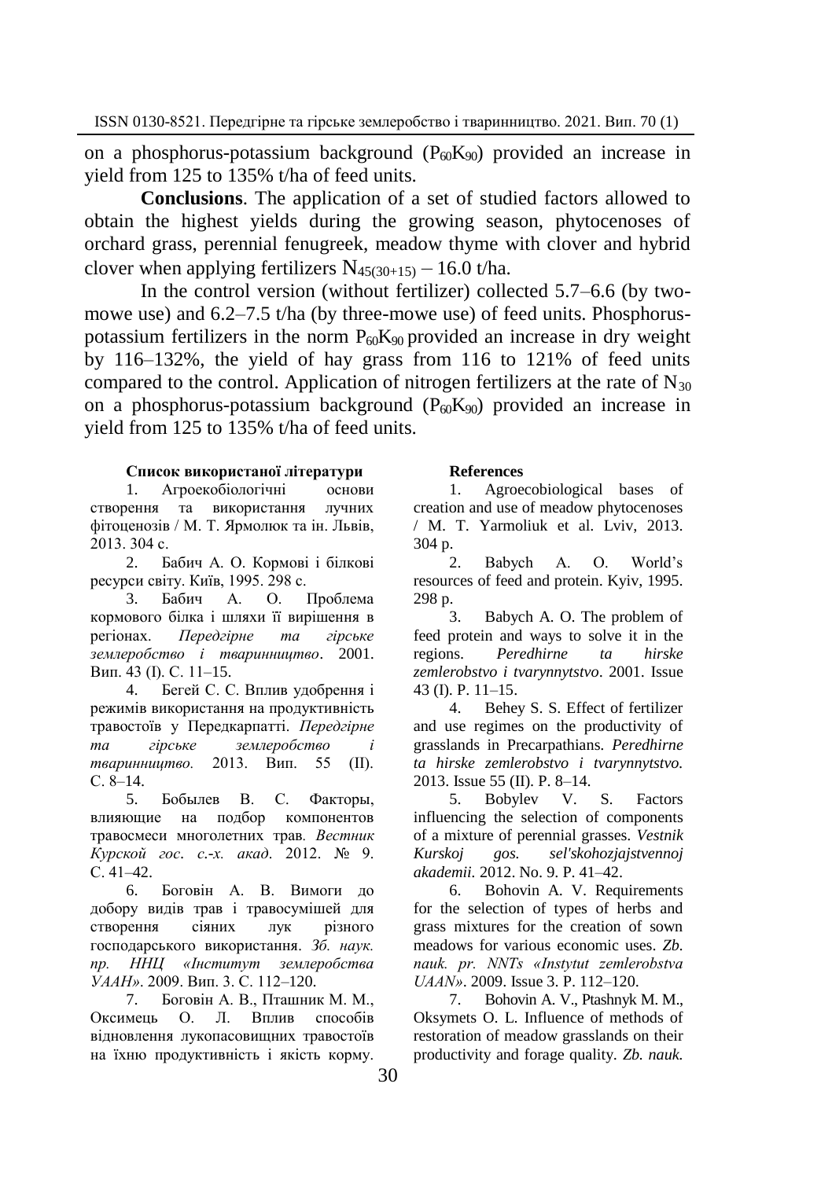on a phosphorus-potassium background ($P_{60}K_{90}$) provided an increase in yield from 125 to 135% t/ha of feed units.

**Conclusions**. The application of a set of studied factors allowed to obtain the highest yields during the growing season, phytocenoses of orchard grass, perennial fenugreek, meadow thyme with clover and hybrid clover when applying fertilizers $N_{45(30+15)}$ – 16.0 t/ha.

In the control version (without fertilizer) collected 5.7–6.6 (by two-mowe use) and 6.2–7.5 t/ha (by three-mowe use) of feed units. Phosphorus-potassium fertilizers in the norm $P_{60}K_{90}$ provided an increase in dry weight by 116–132%, the yield of hay grass from 116 to 121% of feed units compared to the control. Application of nitrogen fertilizers at the rate of $N_{30}$ on a phosphorus-potassium background ($P_{60}K_{90}$) provided an increase in yield from 125 to 135% t/ha of feed units.

**Список використаної літератури**

1. Агроекобіологічні основи створення та використання лучних фітоценозів / М. Т. Ярмолюк та ін. Львів, 2013. 304 с.
2. Бабич А. О. Кормові і білкові ресурси світу. Київ, 1995. 298 с.
3. Бабич А. О. Проблема кормового білка і шляхи її вирішення в регіонах. *Передгірне та гірське землеробство і тваринництво*. 2001. Вип. 43 (І). С. 11–15.
4. Бегей С. С. Вплив удобрення і режимів використання на продуктивність травостоїв у Передкарпатті. *Передгірне та гірське землеробство і тваринництво.* 2013. Вип. 55 (ІІ). С. 8–14.
5. Бобылев В. С. Факторы, влияющие на подбор компонентов травосмеси многолетних трав. *Вестник Курской гос. с.-х. акад*. 2012. № 9. С. 41–42.
6. Боговін А. В. Вимоги до добору видів трав і травосумішей для створення сіяних лук різного господарського використання. *Зб. наук. пр. ННЦ «Інститут землеробства УААН»*. 2009. Вип. 3. С. 112–120.
7. Боговін А. В., Пташник М. М., Оксимець О. Л. Вплив способів відновлення лукопасовищних травостоїв на їхню продуктивність і якість корму.

**References**

1. Agroecobiological bases of creation and use of meadow phytocenoses / M. T. Yarmoliuk et al. Lviv, 2013. 304 p.
2. Babych A. O. World's resources of feed and protein. Kyiv, 1995. 298 p.
3. Babych A. O. The problem of feed protein and ways to solve it in the regions. *Peredhirne ta hirske zemlerobstvo i tvarynnytstvo*. 2001. Issue 43 (I). P. 11–15.
4. Behey S. S. Effect of fertilizer and use regimes on the productivity of grasslands in Precarpathians. *Peredhirne ta hirske zemlerobstvo i tvarynnytstvo.* 2013. Issue 55 (II). P. 8–14.
5. Bobylev V. S. Factors influencing the selection of components of a mixture of perennial grasses. *Vestnik Kurskoj gos. sel'skohozjajstvennoj akademii.* 2012. No. 9. P. 41–42.
6. Bohovin A. V. Requirements for the selection of types of herbs and grass mixtures for the creation of sown meadows for various economic uses. *Zb. nauk. pr. NNTs «Instytut zemlerobstva UAAN»*. 2009. Issue 3. P. 112–120.
7. Bohovin A. V., Ptashnyk M. M., Oksymets O. L. Influence of methods of restoration of meadow grasslands on their productivity and forage quality. *Zb. nauk.*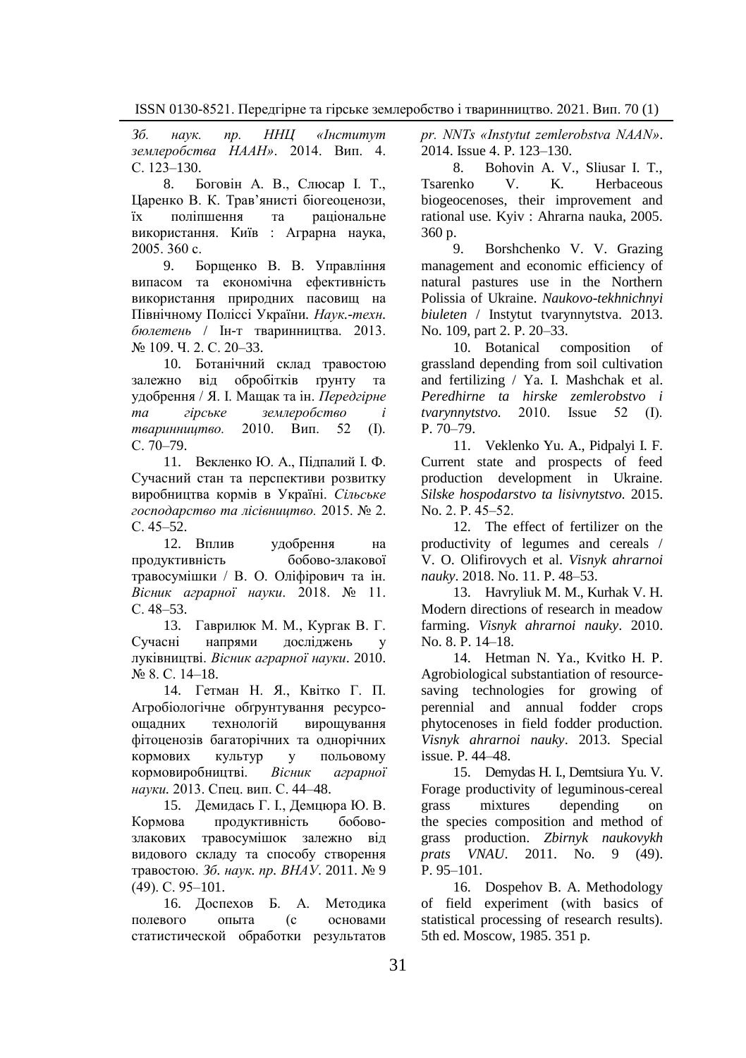*Зб. наук. пр. ННЦ «Інститут землеробства НААН»*. 2014. Вип. 4. С. 123–130.

8. Боговін А. В., Слюсар І. Т., Царенко В. К. Трав'янисті біогеоценози, їх поліпшення та раціональне використання. Київ : Аграрна наука, 2005. 360 с.

9. Борщенко В. В. Управління випасом та економічна ефективність використання природних пасовищ на Північному Поліссі України. *Наук.-техн. бюлетень* / Ін-т тваринництва. 2013. № 109. Ч. 2. С. 20–33.

10. Ботанічний склад травостою залежно від обробітків ґрунту та удобрення / Я. І. Мащак та ін. *Передгірне та гірське землеробство і тваринництво.* 2010. Вип. 52 (І). С. 70–79.

11. Векленко Ю. А., Підпалий І. Ф. Сучасний стан та перспективи розвитку виробництва кормів в Україні. *Сільське господарство та лісівництво.* 2015. № 2. С. 45–52.

12. Вплив удобрення на продуктивність бобово-злакової травосумішки / В. О. Оліфірович та ін. *Вісник аграрної науки*. 2018. № 11. С. 48–53.

13. Гаврилюк М. М., Кургак В. Г. Сучасні напрями досліджень у луківництві. *Вісник аграрної науки*. 2010. № 8. С. 14–18.

14. Гетман Н. Я., Квітко Г. П. Агробіологічне обґрунтування ресурсо-ощадних технологій вирощування фітоценозів багаторічних та однорічних кормових культур у польовому кормовиробництві. *Вісник аграрної науки.* 2013. Спец. вип. С. 44–48.

15. Демидась Г. І., Демцюра Ю. В. Кормова продуктивність бобово-злакових травосумішок залежно від видового складу та способу створення травостою. *Зб. наук. пр. ВНАУ*. 2011. № 9 (49). С. 95–101.

16. Доспехов Б. А. Методика полевого опыта (с основами статистической обработки результатов

*pr. NNTs «Instytut zemlerobstva NAAN»*. 2014. Issue 4. P. 123–130.

8. Bohovin A. V., Sliusar I. T., Tsarenko V. K. Herbaceous biogeocenoses, their improvement and rational use. Kyiv : Ahrarna nauka, 2005. 360 p.

9. Borshchenko V. V. Grazing management and economic efficiency of natural pastures use in the Northern Polissia of Ukraine. *Naukovo-tekhnichnyi biuleten* / Instytut tvarynnytstva. 2013. No. 109, part 2. P. 20–33.

10. Botanical composition of grassland depending from soil cultivation and fertilizing / Ya. I. Mashchak et al. *Peredhirne ta hirske zemlerobstvo i tvarynnytstvo*. 2010. Issue 52 (I). P. 70–79.

11. Veklenko Yu. A., Pidpalyi I. F. Current state and prospects of feed production development in Ukraine. *Silske hospodarstvo ta lisivnytstvo*. 2015. No. 2. P. 45–52.

12. The effect of fertilizer on the productivity of legumes and cereals / V. O. Olifirovych et al. *Visnyk ahrarnoi nauky*. 2018. No. 11. P. 48–53.

13. Havryliuk M. M., Kurhak V. H. Modern directions of research in meadow farming. *Visnyk ahrarnoi nauky*. 2010. No. 8. P. 14–18.

14. Hetman N. Ya., Kvitko H. P. Agrobiological substantiation of resource-saving technologies for growing of perennial and annual fodder crops phytocenoses in field fodder production. *Visnyk ahrarnoi nauky*. 2013. Special issue. P. 44–48.

15. Demydas H. I., Demtsiura Yu. V. Forage productivity of leguminous-cereal grass mixtures depending on the species composition and method of grass production. *Zbirnyk naukovykh prats VNAU*. 2011. No. 9 (49). P. 95–101.

16. Dospehov B. A. Methodology of field experiment (with basics of statistical processing of research results). 5th ed. Moscow, 1985. 351 p.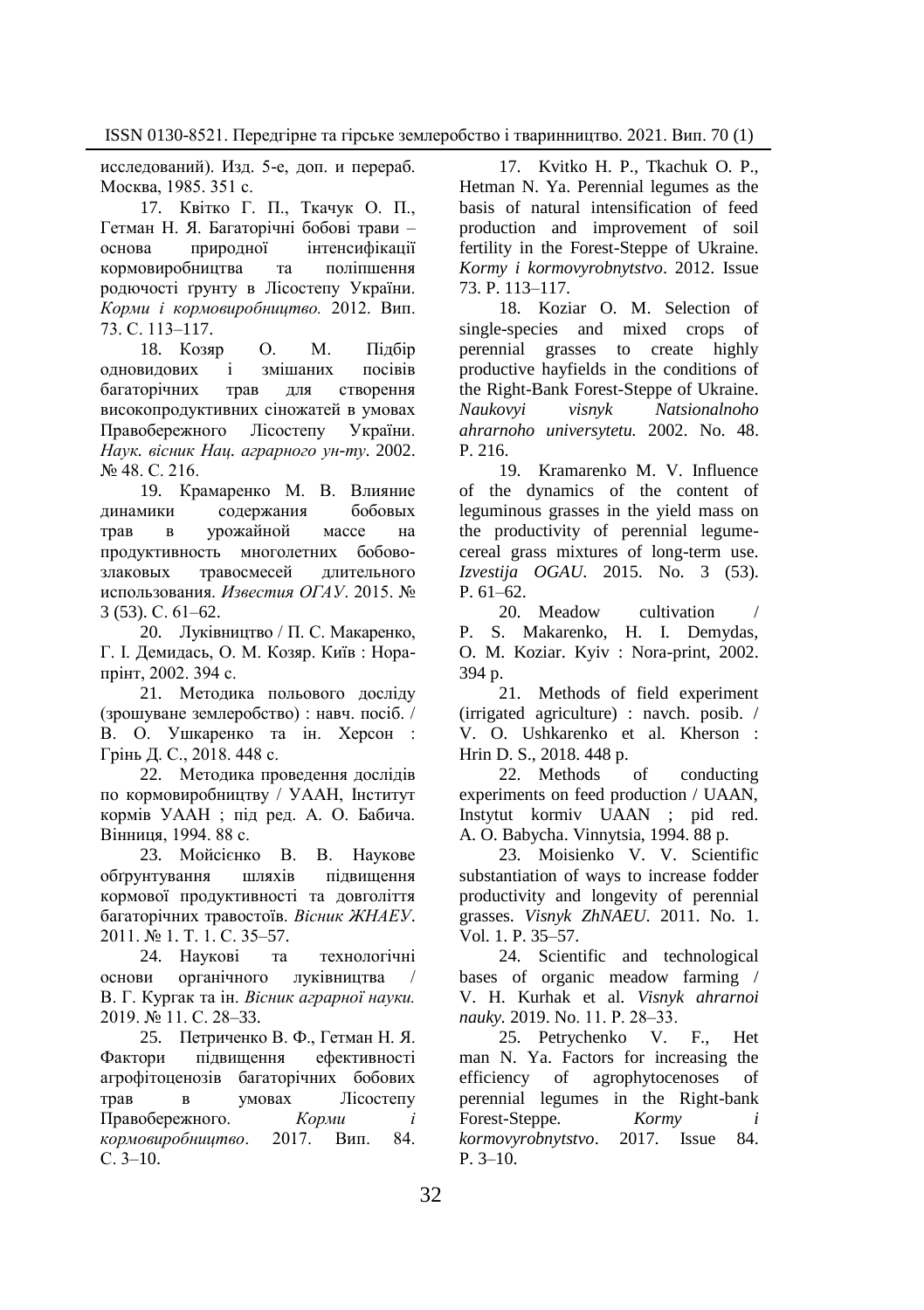исследований). Изд. 5-е, доп. и перераб. Москва, 1985. 351 с.

17. Квітко Г. П., Ткачук О. П., Гетман Н. Я. Багаторічні бобові трави – основа природної інтенсифікації кормовиробництва та поліпшення родючості ґрунту в Лісостепу України. *Корми і кормовиробництво.* 2012. Вип. 73. С. 113–117.

18. Козяр О. М. Підбір одновидових і змішаних посівів багаторічних трав для створення високопродуктивних сіножатей в умовах Правобережного Лісостепу України. *Наук. вісник Нац. аграрного ун-ту*. 2002. № 48. С. 216.

19. Крамаренко М. В. Влияние динамики содержания бобовых трав в урожайной массе на продуктивность многолетних бобово-злаковых травосмесей длительного использования. *Известия ОГАУ*. 2015. № 3 (53). С. 61–62.

20. Луківництво / П. С. Макаренко, Г. І. Демидась, О. М. Козяр. Київ : Нора-прінт, 2002. 394 с.

21. Методика польового досліду (зрошуване землеробство) : навч. посіб. / В. О. Ушкаренко та ін. Херсон : Грінь Д. С., 2018. 448 с.

22. Методика проведення дослідів по кормовиробництву / УААН, Інститут кормів УААН ; під ред. А. О. Бабича. Вінниця, 1994. 88 с.

23. Мойсієнко В. В. Наукове обґрунтування шляхів підвищення кормової продуктивності та довголіття багаторічних травостоїв. *Вісник ЖНАЕУ*. 2011. № 1. Т. 1. С. 35–57.

24. Наукові та технологічні основи органічного луківництва / В. Г. Кургак та ін. *Вісник аграрної науки.* 2019. № 11. С. 28–33.

25. Петриченко В. Ф., Гетман Н. Я. Фактори підвищення ефективності агрофітоценозів багаторічних бобових трав в умовах Лісостепу Правобережного. *Корми і кормовиробництво*. 2017. Вип. 84. С. 3–10.

17. Kvitko H. P., Tkachuk O. P., Hetman N. Ya. Perennial legumes as the basis of natural intensification of feed production and improvement of soil fertility in the Forest-Steppe of Ukraine. *Kormy i kormovyrobnytstvo*. 2012. Issue 73. P. 113–117.

18. Koziar O. M. Selection of single-species and mixed crops of perennial grasses to create highly productive hayfields in the conditions of the Right-Bank Forest-Steppe of Ukraine. *Naukovyi visnyk Natsionalnoho ahrarnoho universytetu.* 2002. No. 48. P. 216.

19. Kramarenko M. V. Influence of the dynamics of the content of leguminous grasses in the yield mass on the productivity of perennial legume-cereal grass mixtures of long-term use. *Izvestija OGAU*. 2015. No. 3 (53). P. 61–62.

20. Meadow cultivation / P. S. Makarenko, H. I. Demydas, O. M. Koziar. Kyiv : Nora-print, 2002. 394 p.

21. Methods of field experiment (irrigated agriculture) : navch. posib. / V. O. Ushkarenko et al. Kherson : Hrin D. S., 2018. 448 p.

22. Methods of conducting experiments on feed production / UAAN, Instytut kormiv UAAN ; pid red. A. O. Babycha. Vinnytsia, 1994. 88 p.

23. Moisienko V. V. Scientific substantiation of ways to increase fodder productivity and longevity of perennial grasses. *Visnyk ZhNAEU*. 2011. No. 1. Vol. 1. P. 35–57.

24. Scientific and technological bases of organic meadow farming / V. H. Kurhak et al. *Visnyk ahrarnoi nauky.* 2019. No. 11. P. 28–33.

25. Petrychenko V. F., Het man N. Ya. Factors for increasing the efficiency of agrophytocenoses of perennial legumes in the Right-bank Forest-Steppe. *Kormy i kormovyrobnytstvo*. 2017. Issue 84. P. 3–10.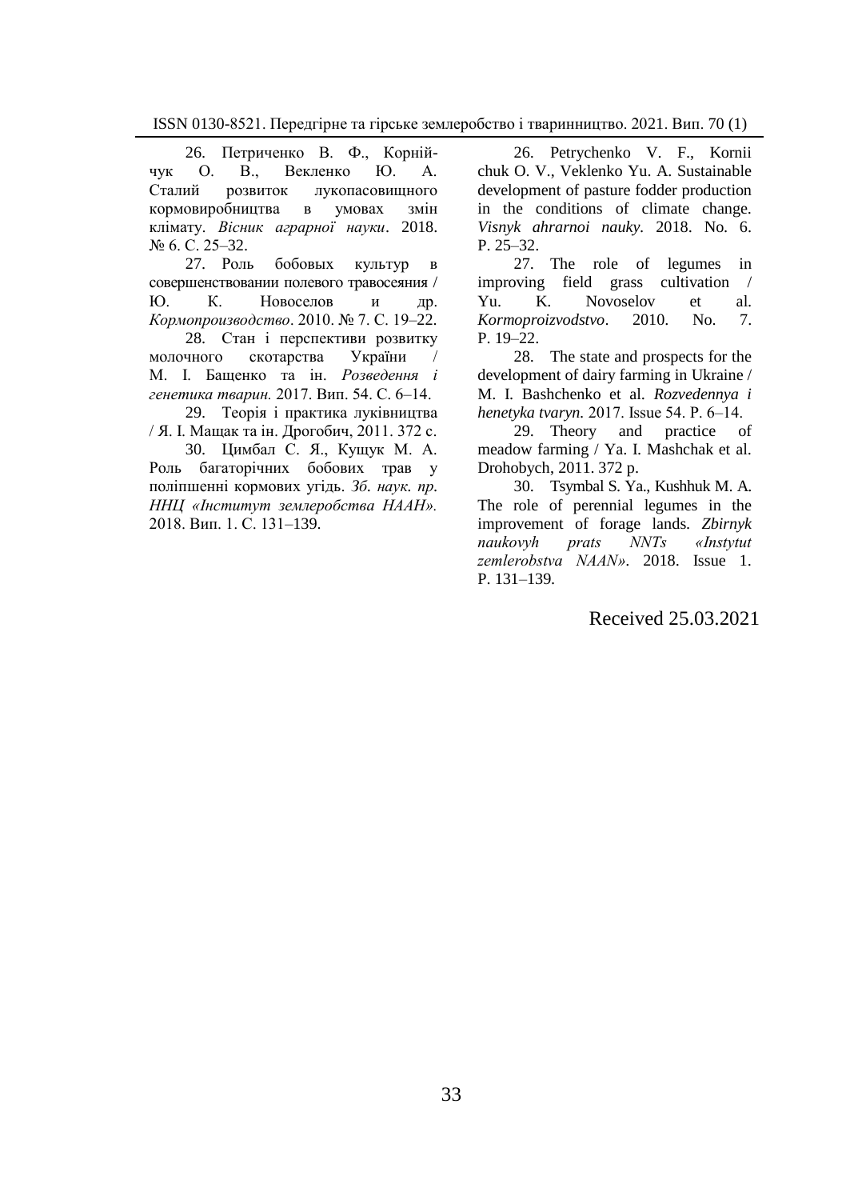26. Петриченко В. Ф., Корнійчук О. В., Векленко Ю. А. Сталий розвиток лукопасовищного кормовиробництва в умовах змін клімату. *Вісник аграрної науки*. 2018. № 6. С. 25–32.

27. Роль бобовых культур в совершенствовании полевого травосеяния / Ю. К. Новоселов и др. *Кормопроизводство*. 2010. № 7. С. 19–22.

28. Стан і перспективи розвитку молочного скотарства України / М. І. Бащенко та ін. *Розведення і генетика тварин.* 2017. Вип. 54. С. 6–14.

29. Теорія і практика луківництва / Я. І. Мащак та ін. Дрогобич, 2011. 372 с.

30. Цимбал С. Я., Кущук М. А. Роль багаторічних бобових трав у поліпшенні кормових угідь. *Зб. наук. пр. ННЦ «Інститут землеробства НААН».* 2018. Вип. 1. С. 131–139.

26. Petrychenko V. F., Korniichuk O. V., Veklenko Yu. A. Sustainable development of pasture fodder production in the conditions of climate change. *Visnyk ahrarnoi nauky*. 2018. No. 6. P. 25–32.

27. The role of legumes in improving field grass cultivation / Yu. K. Novoselov et al. *Kormoproizvodstvo*. 2010. No. 7. P. 19–22.

28. The state and prospects for the development of dairy farming in Ukraine / M. I. Bashchenko et al. *Rozvedennya i henetyka tvaryn.* 2017. Issue 54. P. 6–14.

29. Theory and practice of meadow farming / Ya. I. Mashchak et al. Drohobych, 2011. 372 p.

30. Tsymbal S. Ya., Kushhuk M. A. The role of perennial legumes in the improvement of forage lands. *Zbirnyk naukovyh prats NNTs «Instytut zemlerobstva NAAN»*. 2018. Issue 1. P. 131–139.

Received 25.03.2021